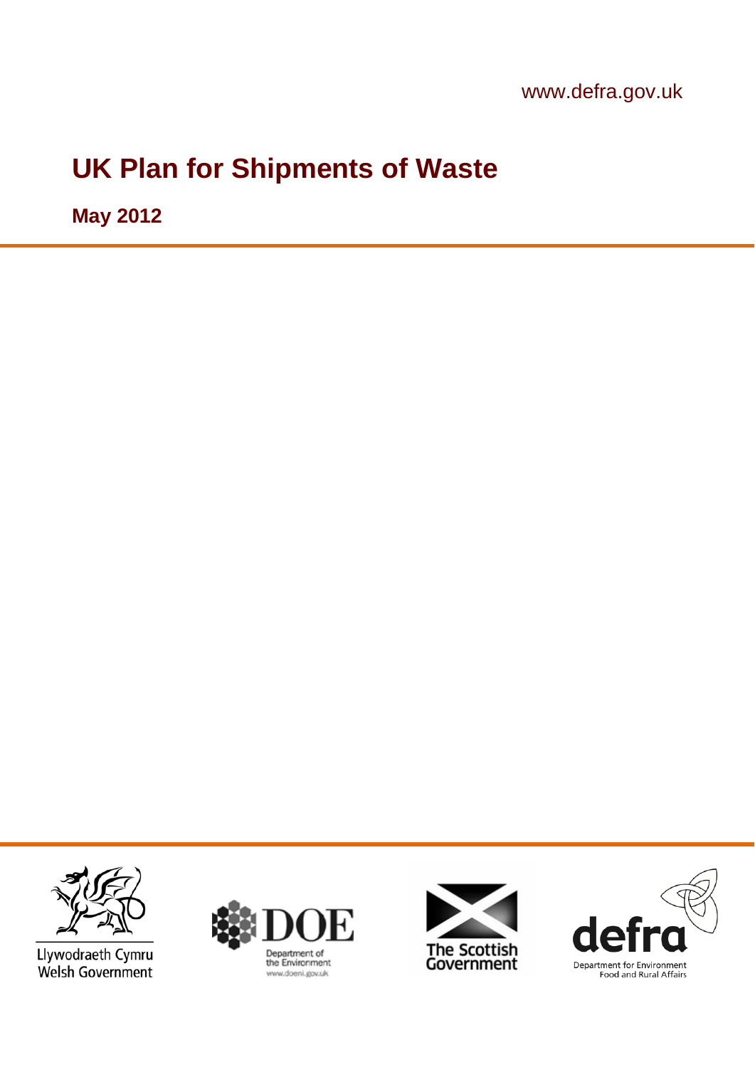www.defra.gov.uk

# UK Plan for Shipments of Waste

**May 2012**

Llywodraeth Cymru
Welsh Government

DOE
Department of the Environment
www.doeni.gov.uk

The Scottish Government

defra
Department for Environment Food and Rural Affairs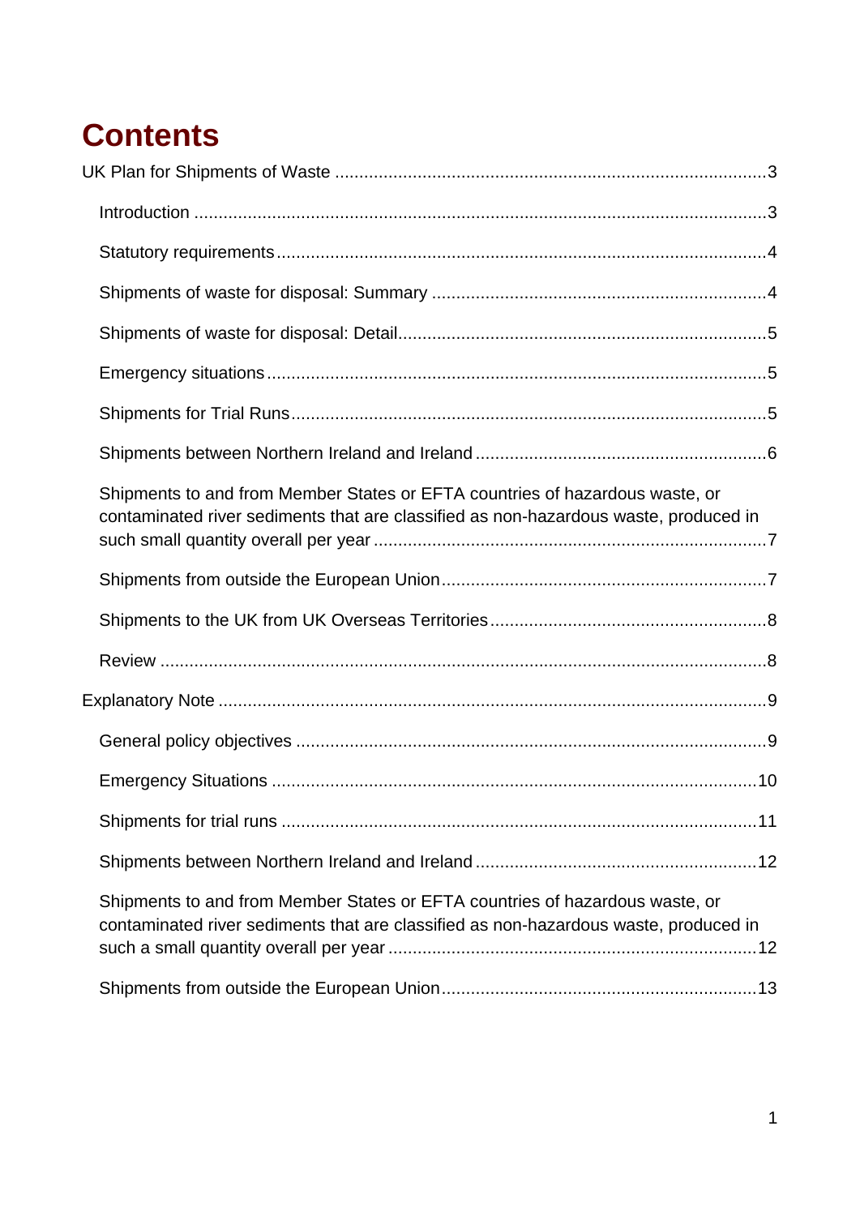# Contents

UK Plan for Shipments of Waste ....................................................................................3

- Introduction ....................................................................................................................3
- Statutory requirements ...................................................................................................4
- Shipments of waste for disposal: Summary ....................................................................4
- Shipments of waste for disposal: Detail..........................................................................5
- Emergency situations .....................................................................................................5
- Shipments for Trial Runs.................................................................................................5
- Shipments between Northern Ireland and Ireland ...........................................................6
- Shipments to and from Member States or EFTA countries of hazardous waste, or contaminated river sediments that are classified as non-hazardous waste, produced in such small quantity overall per year ................................................................................7
- Shipments from outside the European Union..................................................................7
- Shipments to the UK from UK Overseas Territories........................................................8
- Review ............................................................................................................................8

Explanatory Note ..............................................................................................................9

- General policy objectives ...............................................................................................9
- Emergency Situations ..................................................................................................10
- Shipments for trial runs ................................................................................................11
- Shipments between Northern Ireland and Ireland .........................................................12
- Shipments to and from Member States or EFTA countries of hazardous waste, or contaminated river sediments that are classified as non-hazardous waste, produced in such a small quantity overall per year ..........................................................................12
- Shipments from outside the European Union................................................................13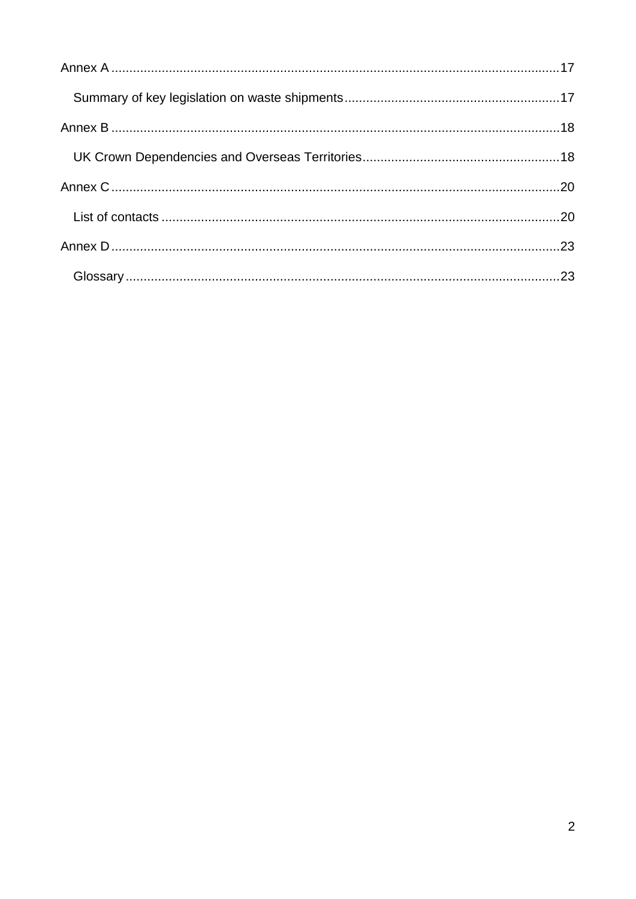Annex A ........................................................................................................................17

Summary of key legislation on waste shipments ........................................................17

Annex B ........................................................................................................................18

UK Crown Dependencies and Overseas Territories ....................................................18

Annex C ........................................................................................................................20

List of contacts ............................................................................................................20

Annex D ........................................................................................................................23

Glossary ......................................................................................................................23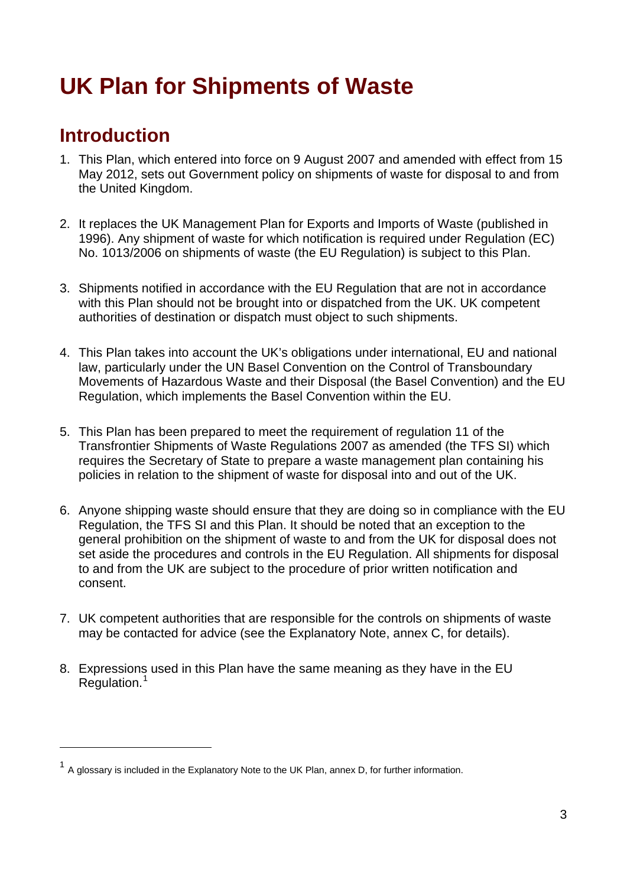# UK Plan for Shipments of Waste

## Introduction

1. This Plan, which entered into force on 9 August 2007 and amended with effect from 15 May 2012, sets out Government policy on shipments of waste for disposal to and from the United Kingdom.

2. It replaces the UK Management Plan for Exports and Imports of Waste (published in 1996). Any shipment of waste for which notification is required under Regulation (EC) No. 1013/2006 on shipments of waste (the EU Regulation) is subject to this Plan.

3. Shipments notified in accordance with the EU Regulation that are not in accordance with this Plan should not be brought into or dispatched from the UK. UK competent authorities of destination or dispatch must object to such shipments.

4. This Plan takes into account the UK's obligations under international, EU and national law, particularly under the UN Basel Convention on the Control of Transboundary Movements of Hazardous Waste and their Disposal (the Basel Convention) and the EU Regulation, which implements the Basel Convention within the EU.

5. This Plan has been prepared to meet the requirement of regulation 11 of the Transfrontier Shipments of Waste Regulations 2007 as amended (the TFS SI) which requires the Secretary of State to prepare a waste management plan containing his policies in relation to the shipment of waste for disposal into and out of the UK.

6. Anyone shipping waste should ensure that they are doing so in compliance with the EU Regulation, the TFS SI and this Plan. It should be noted that an exception to the general prohibition on the shipment of waste to and from the UK for disposal does not set aside the procedures and controls in the EU Regulation. All shipments for disposal to and from the UK are subject to the procedure of prior written notification and consent.

7. UK competent authorities that are responsible for the controls on shipments of waste may be contacted for advice (see the Explanatory Note, annex C, for details).

8. Expressions used in this Plan have the same meaning as they have in the EU Regulation.[1]

[1] A glossary is included in the Explanatory Note to the UK Plan, annex D, for further information.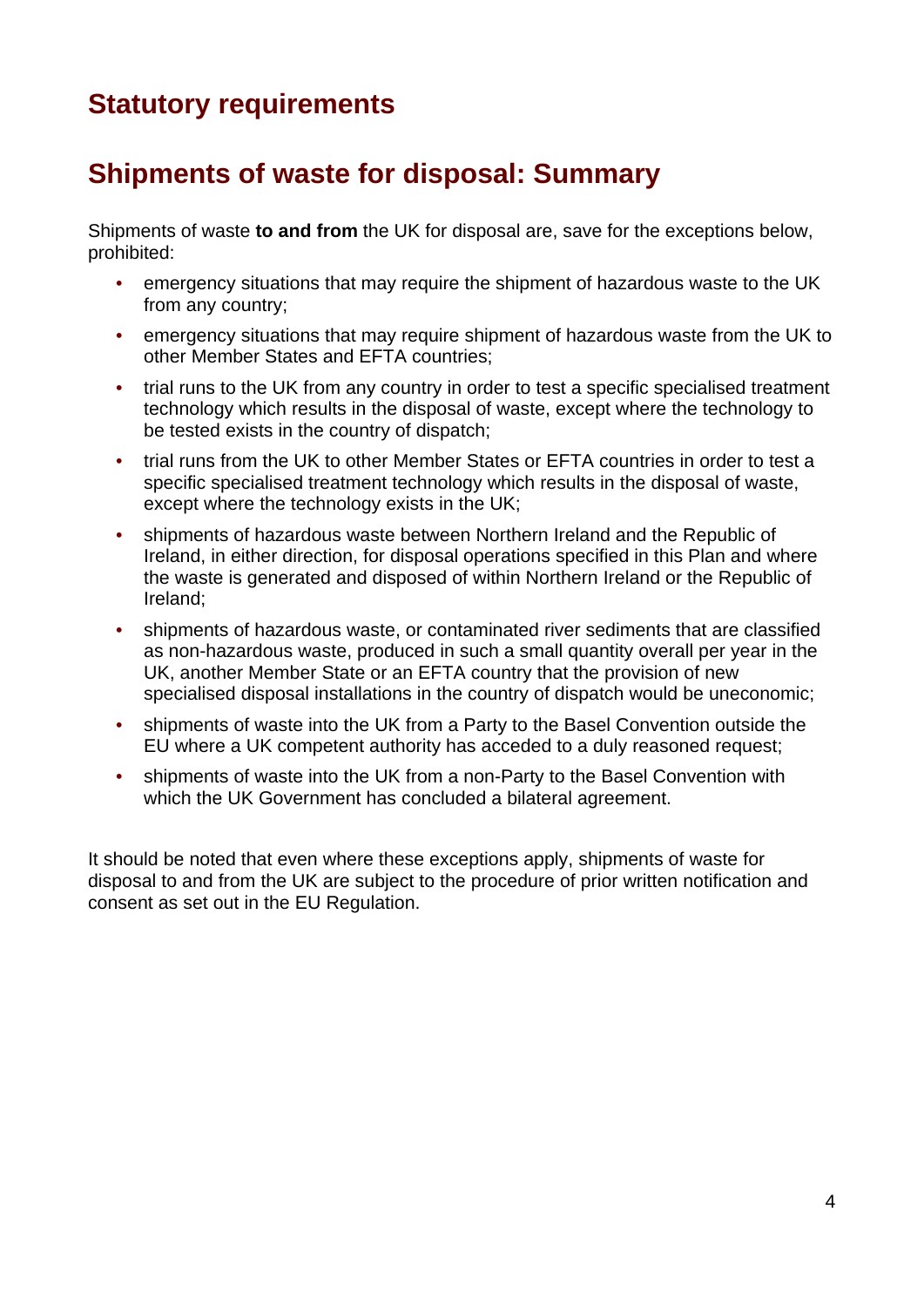# Statutory requirements

## Shipments of waste for disposal: Summary

Shipments of waste **to and from** the UK for disposal are, save for the exceptions below, prohibited:

- emergency situations that may require the shipment of hazardous waste to the UK from any country;
- emergency situations that may require shipment of hazardous waste from the UK to other Member States and EFTA countries;
- trial runs to the UK from any country in order to test a specific specialised treatment technology which results in the disposal of waste, except where the technology to be tested exists in the country of dispatch;
- trial runs from the UK to other Member States or EFTA countries in order to test a specific specialised treatment technology which results in the disposal of waste, except where the technology exists in the UK;
- shipments of hazardous waste between Northern Ireland and the Republic of Ireland, in either direction, for disposal operations specified in this Plan and where the waste is generated and disposed of within Northern Ireland or the Republic of Ireland;
- shipments of hazardous waste, or contaminated river sediments that are classified as non-hazardous waste, produced in such a small quantity overall per year in the UK, another Member State or an EFTA country that the provision of new specialised disposal installations in the country of dispatch would be uneconomic;
- shipments of waste into the UK from a Party to the Basel Convention outside the EU where a UK competent authority has acceded to a duly reasoned request;
- shipments of waste into the UK from a non-Party to the Basel Convention with which the UK Government has concluded a bilateral agreement.

It should be noted that even where these exceptions apply, shipments of waste for disposal to and from the UK are subject to the procedure of prior written notification and consent as set out in the EU Regulation.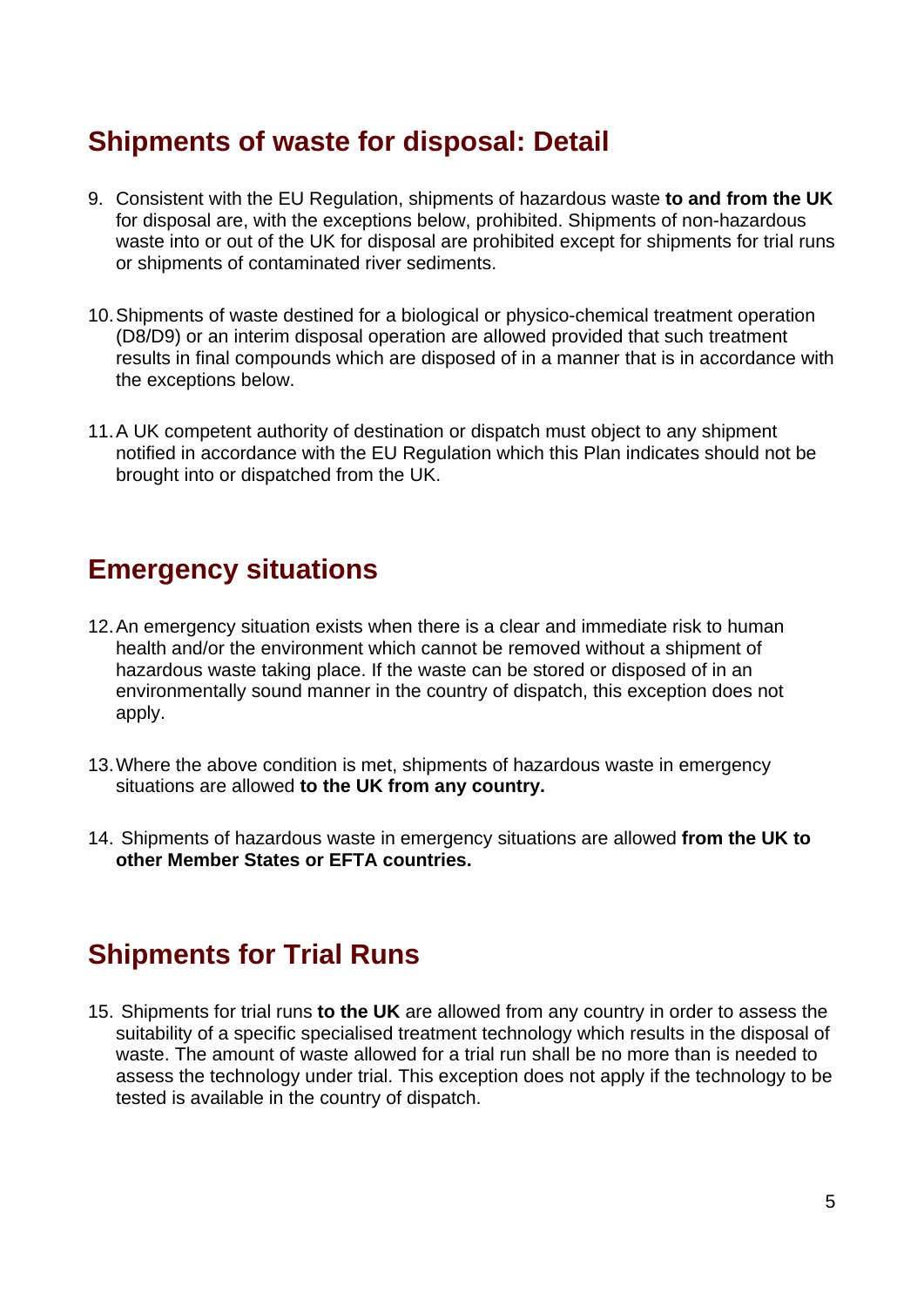## Shipments of waste for disposal: Detail

9. Consistent with the EU Regulation, shipments of hazardous waste **to and from the UK** for disposal are, with the exceptions below, prohibited. Shipments of non-hazardous waste into or out of the UK for disposal are prohibited except for shipments for trial runs or shipments of contaminated river sediments.

10. Shipments of waste destined for a biological or physico-chemical treatment operation (D8/D9) or an interim disposal operation are allowed provided that such treatment results in final compounds which are disposed of in a manner that is in accordance with the exceptions below.

11. A UK competent authority of destination or dispatch must object to any shipment notified in accordance with the EU Regulation which this Plan indicates should not be brought into or dispatched from the UK.

## Emergency situations

12. An emergency situation exists when there is a clear and immediate risk to human health and/or the environment which cannot be removed without a shipment of hazardous waste taking place. If the waste can be stored or disposed of in an environmentally sound manner in the country of dispatch, this exception does not apply.

13. Where the above condition is met, shipments of hazardous waste in emergency situations are allowed **to the UK from any country.**

14. Shipments of hazardous waste in emergency situations are allowed **from the UK to other Member States or EFTA countries.**

## Shipments for Trial Runs

15. Shipments for trial runs **to the UK** are allowed from any country in order to assess the suitability of a specific specialised treatment technology which results in the disposal of waste. The amount of waste allowed for a trial run shall be no more than is needed to assess the technology under trial. This exception does not apply if the technology to be tested is available in the country of dispatch.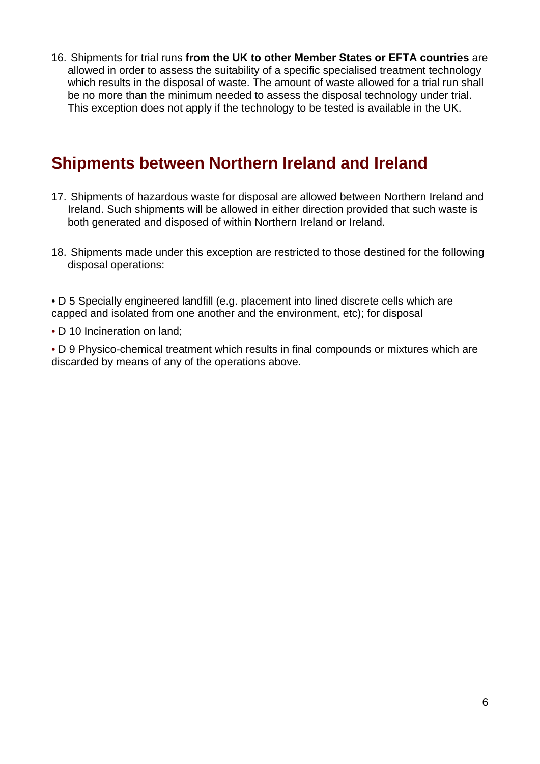16. Shipments for trial runs **from the UK to other Member States or EFTA countries** are allowed in order to assess the suitability of a specific specialised treatment technology which results in the disposal of waste. The amount of waste allowed for a trial run shall be no more than the minimum needed to assess the disposal technology under trial. This exception does not apply if the technology to be tested is available in the UK.

## Shipments between Northern Ireland and Ireland

17. Shipments of hazardous waste for disposal are allowed between Northern Ireland and Ireland. Such shipments will be allowed in either direction provided that such waste is both generated and disposed of within Northern Ireland or Ireland.

18. Shipments made under this exception are restricted to those destined for the following disposal operations:

- D 5 Specially engineered landfill (e.g. placement into lined discrete cells which are capped and isolated from one another and the environment, etc); for disposal
- D 10 Incineration on land;
- D 9 Physico-chemical treatment which results in final compounds or mixtures which are discarded by means of any of the operations above.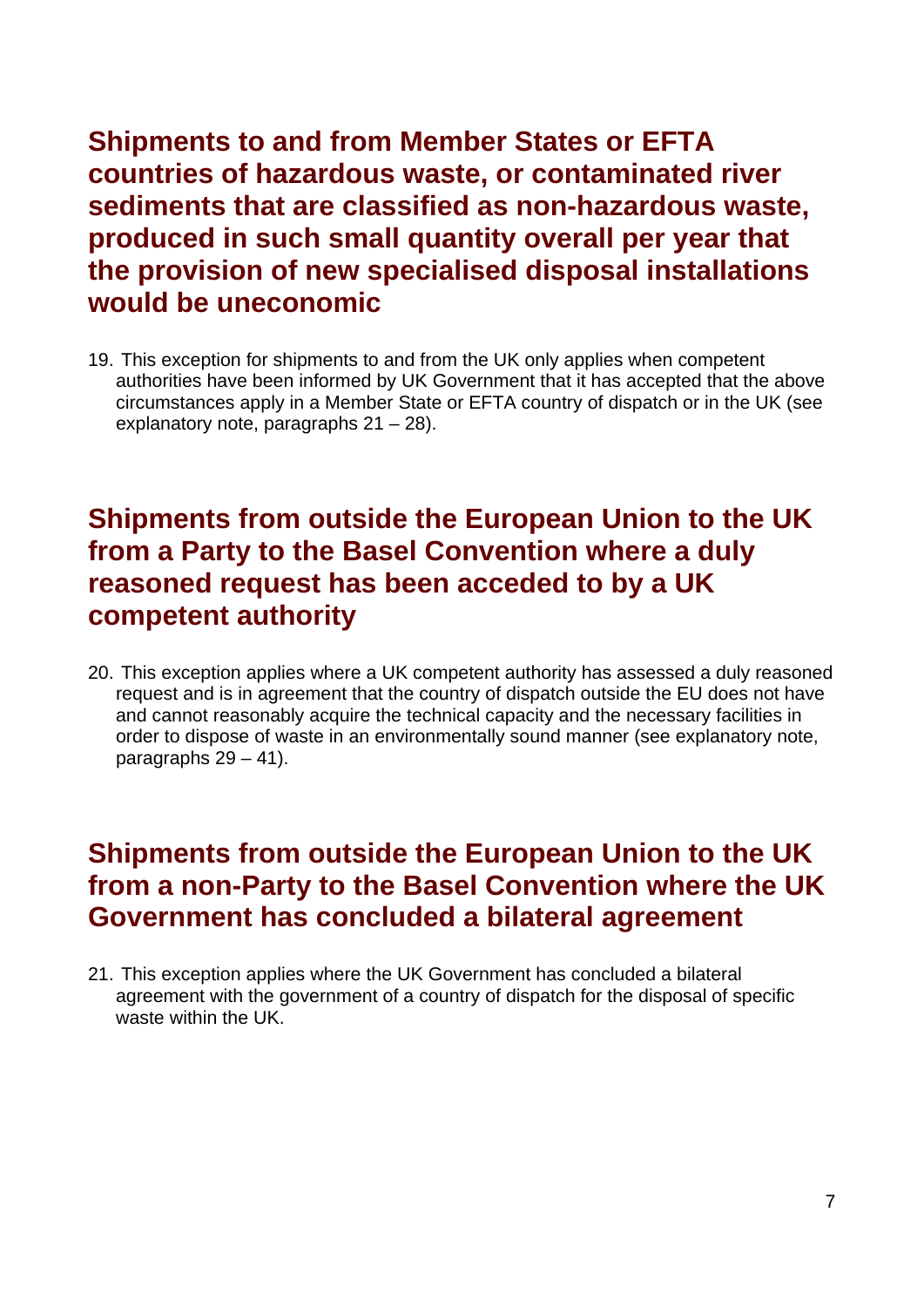## Shipments to and from Member States or EFTA countries of hazardous waste, or contaminated river sediments that are classified as non-hazardous waste, produced in such small quantity overall per year that the provision of new specialised disposal installations would be uneconomic

19. This exception for shipments to and from the UK only applies when competent authorities have been informed by UK Government that it has accepted that the above circumstances apply in a Member State or EFTA country of dispatch or in the UK (see explanatory note, paragraphs 21 – 28).

## Shipments from outside the European Union to the UK from a Party to the Basel Convention where a duly reasoned request has been acceded to by a UK competent authority

20. This exception applies where a UK competent authority has assessed a duly reasoned request and is in agreement that the country of dispatch outside the EU does not have and cannot reasonably acquire the technical capacity and the necessary facilities in order to dispose of waste in an environmentally sound manner (see explanatory note, paragraphs 29 – 41).

## Shipments from outside the European Union to the UK from a non-Party to the Basel Convention where the UK Government has concluded a bilateral agreement

21. This exception applies where the UK Government has concluded a bilateral agreement with the government of a country of dispatch for the disposal of specific waste within the UK.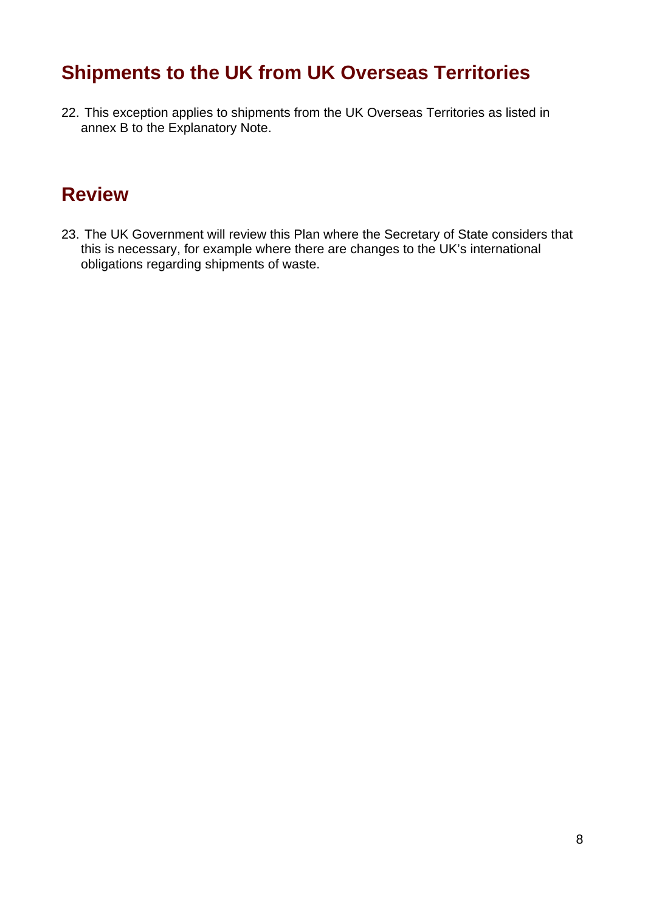## Shipments to the UK from UK Overseas Territories

22. This exception applies to shipments from the UK Overseas Territories as listed in annex B to the Explanatory Note.

## Review

23. The UK Government will review this Plan where the Secretary of State considers that this is necessary, for example where there are changes to the UK's international obligations regarding shipments of waste.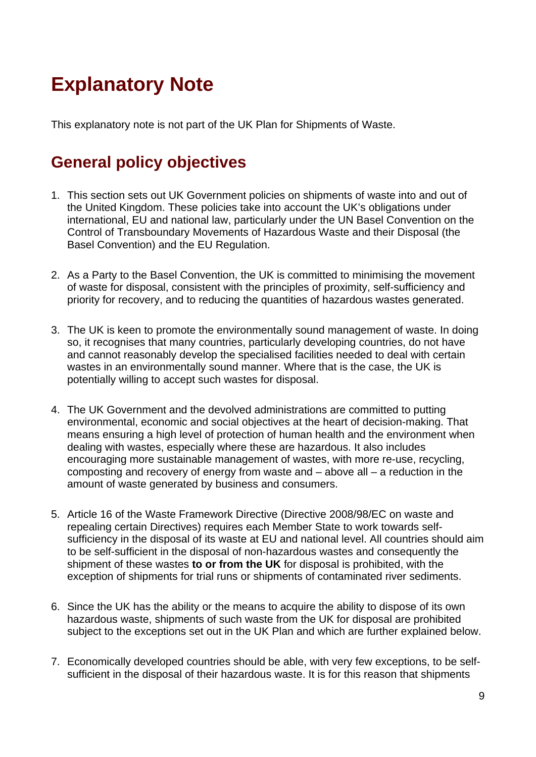# Explanatory Note

This explanatory note is not part of the UK Plan for Shipments of Waste.

## General policy objectives

1. This section sets out UK Government policies on shipments of waste into and out of the United Kingdom. These policies take into account the UK's obligations under international, EU and national law, particularly under the UN Basel Convention on the Control of Transboundary Movements of Hazardous Waste and their Disposal (the Basel Convention) and the EU Regulation.

2. As a Party to the Basel Convention, the UK is committed to minimising the movement of waste for disposal, consistent with the principles of proximity, self-sufficiency and priority for recovery, and to reducing the quantities of hazardous wastes generated.

3. The UK is keen to promote the environmentally sound management of waste. In doing so, it recognises that many countries, particularly developing countries, do not have and cannot reasonably develop the specialised facilities needed to deal with certain wastes in an environmentally sound manner. Where that is the case, the UK is potentially willing to accept such wastes for disposal.

4. The UK Government and the devolved administrations are committed to putting environmental, economic and social objectives at the heart of decision-making. That means ensuring a high level of protection of human health and the environment when dealing with wastes, especially where these are hazardous. It also includes encouraging more sustainable management of wastes, with more re-use, recycling, composting and recovery of energy from waste and – above all – a reduction in the amount of waste generated by business and consumers.

5. Article 16 of the Waste Framework Directive (Directive 2008/98/EC on waste and repealing certain Directives) requires each Member State to work towards self-sufficiency in the disposal of its waste at EU and national level. All countries should aim to be self-sufficient in the disposal of non-hazardous wastes and consequently the shipment of these wastes **to or from the UK** for disposal is prohibited, with the exception of shipments for trial runs or shipments of contaminated river sediments.

6. Since the UK has the ability or the means to acquire the ability to dispose of its own hazardous waste, shipments of such waste from the UK for disposal are prohibited subject to the exceptions set out in the UK Plan and which are further explained below.

7. Economically developed countries should be able, with very few exceptions, to be self-sufficient in the disposal of their hazardous waste. It is for this reason that shipments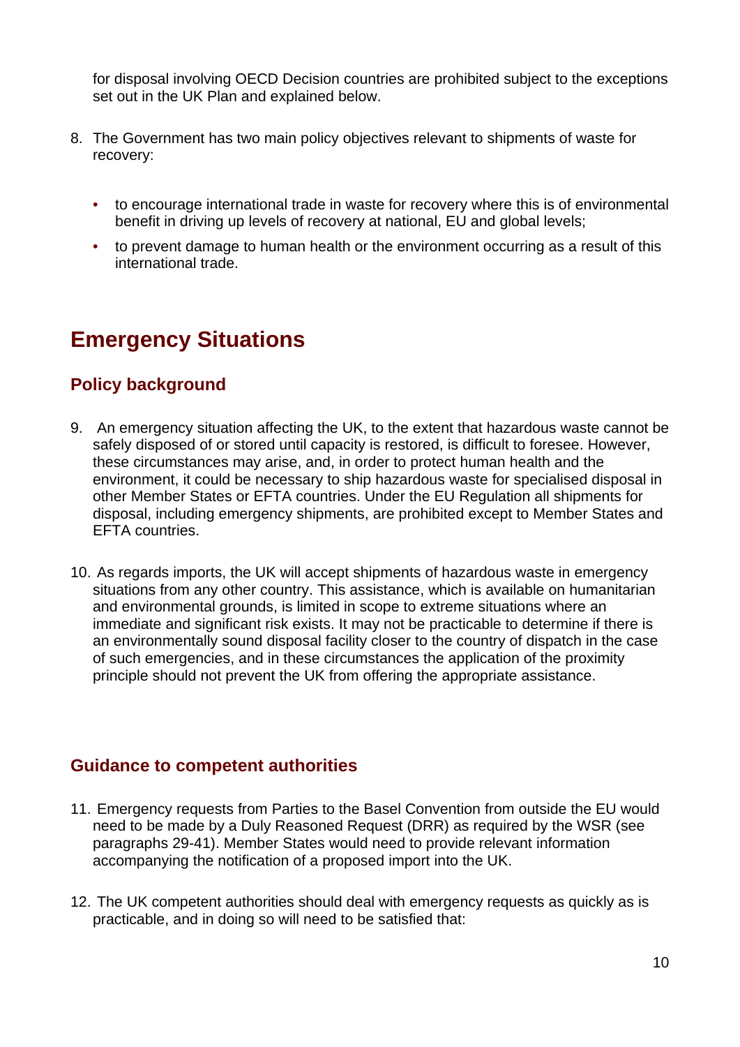for disposal involving OECD Decision countries are prohibited subject to the exceptions set out in the UK Plan and explained below.

8. The Government has two main policy objectives relevant to shipments of waste for recovery:

   - to encourage international trade in waste for recovery where this is of environmental benefit in driving up levels of recovery at national, EU and global levels;
   - to prevent damage to human health or the environment occurring as a result of this international trade.

# Emergency Situations

## Policy background

9. An emergency situation affecting the UK, to the extent that hazardous waste cannot be safely disposed of or stored until capacity is restored, is difficult to foresee. However, these circumstances may arise, and, in order to protect human health and the environment, it could be necessary to ship hazardous waste for specialised disposal in other Member States or EFTA countries. Under the EU Regulation all shipments for disposal, including emergency shipments, are prohibited except to Member States and EFTA countries.

10. As regards imports, the UK will accept shipments of hazardous waste in emergency situations from any other country. This assistance, which is available on humanitarian and environmental grounds, is limited in scope to extreme situations where an immediate and significant risk exists. It may not be practicable to determine if there is an environmentally sound disposal facility closer to the country of dispatch in the case of such emergencies, and in these circumstances the application of the proximity principle should not prevent the UK from offering the appropriate assistance.

## Guidance to competent authorities

11. Emergency requests from Parties to the Basel Convention from outside the EU would need to be made by a Duly Reasoned Request (DRR) as required by the WSR (see paragraphs 29-41). Member States would need to provide relevant information accompanying the notification of a proposed import into the UK.

12. The UK competent authorities should deal with emergency requests as quickly as is practicable, and in doing so will need to be satisfied that: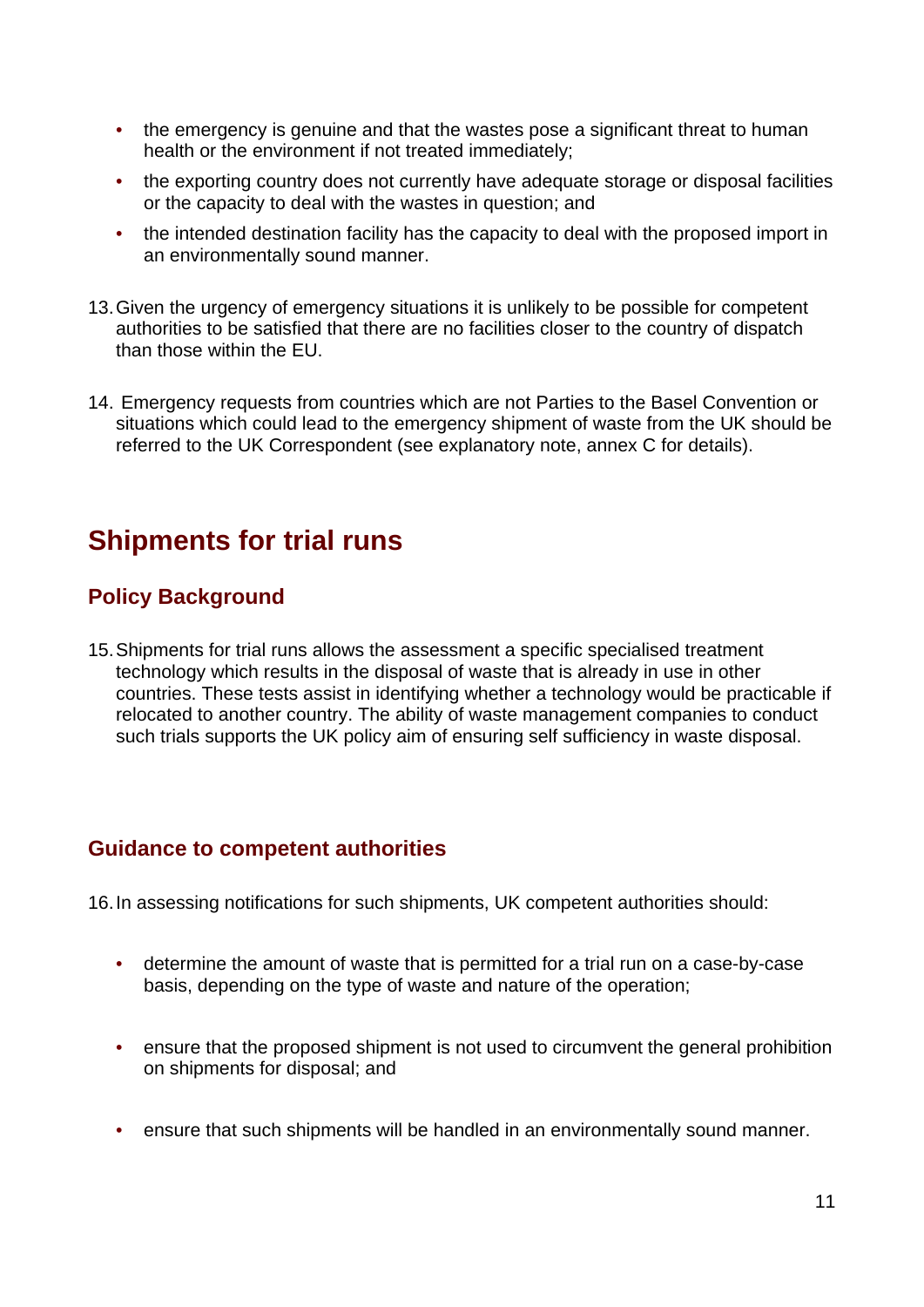- the emergency is genuine and that the wastes pose a significant threat to human health or the environment if not treated immediately;
- the exporting country does not currently have adequate storage or disposal facilities or the capacity to deal with the wastes in question; and
- the intended destination facility has the capacity to deal with the proposed import in an environmentally sound manner.

13. Given the urgency of emergency situations it is unlikely to be possible for competent authorities to be satisfied that there are no facilities closer to the country of dispatch than those within the EU.

14. Emergency requests from countries which are not Parties to the Basel Convention or situations which could lead to the emergency shipment of waste from the UK should be referred to the UK Correspondent (see explanatory note, annex C for details).

## Shipments for trial runs

### Policy Background

15. Shipments for trial runs allows the assessment a specific specialised treatment technology which results in the disposal of waste that is already in use in other countries. These tests assist in identifying whether a technology would be practicable if relocated to another country. The ability of waste management companies to conduct such trials supports the UK policy aim of ensuring self sufficiency in waste disposal.

### Guidance to competent authorities

16. In assessing notifications for such shipments, UK competent authorities should:

- determine the amount of waste that is permitted for a trial run on a case-by-case basis, depending on the type of waste and nature of the operation;
- ensure that the proposed shipment is not used to circumvent the general prohibition on shipments for disposal; and
- ensure that such shipments will be handled in an environmentally sound manner.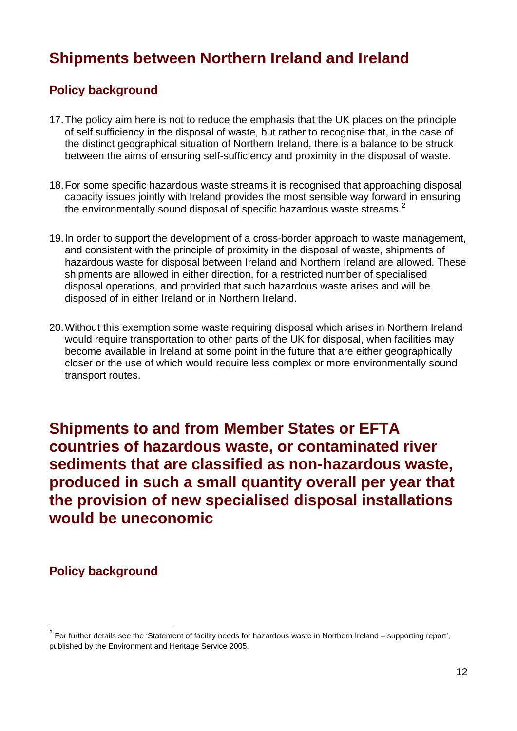## Shipments between Northern Ireland and Ireland

### Policy background

17. The policy aim here is not to reduce the emphasis that the UK places on the principle of self sufficiency in the disposal of waste, but rather to recognise that, in the case of the distinct geographical situation of Northern Ireland, there is a balance to be struck between the aims of ensuring self-sufficiency and proximity in the disposal of waste.

18. For some specific hazardous waste streams it is recognised that approaching disposal capacity issues jointly with Ireland provides the most sensible way forward in ensuring the environmentally sound disposal of specific hazardous waste streams.[2]

19. In order to support the development of a cross-border approach to waste management, and consistent with the principle of proximity in the disposal of waste, shipments of hazardous waste for disposal between Ireland and Northern Ireland are allowed. These shipments are allowed in either direction, for a restricted number of specialised disposal operations, and provided that such hazardous waste arises and will be disposed of in either Ireland or in Northern Ireland.

20. Without this exemption some waste requiring disposal which arises in Northern Ireland would require transportation to other parts of the UK for disposal, when facilities may become available in Ireland at some point in the future that are either geographically closer or the use of which would require less complex or more environmentally sound transport routes.

## Shipments to and from Member States or EFTA countries of hazardous waste, or contaminated river sediments that are classified as non-hazardous waste, produced in such a small quantity overall per year that the provision of new specialised disposal installations would be uneconomic

### Policy background

[2] For further details see the 'Statement of facility needs for hazardous waste in Northern Ireland – supporting report', published by the Environment and Heritage Service 2005.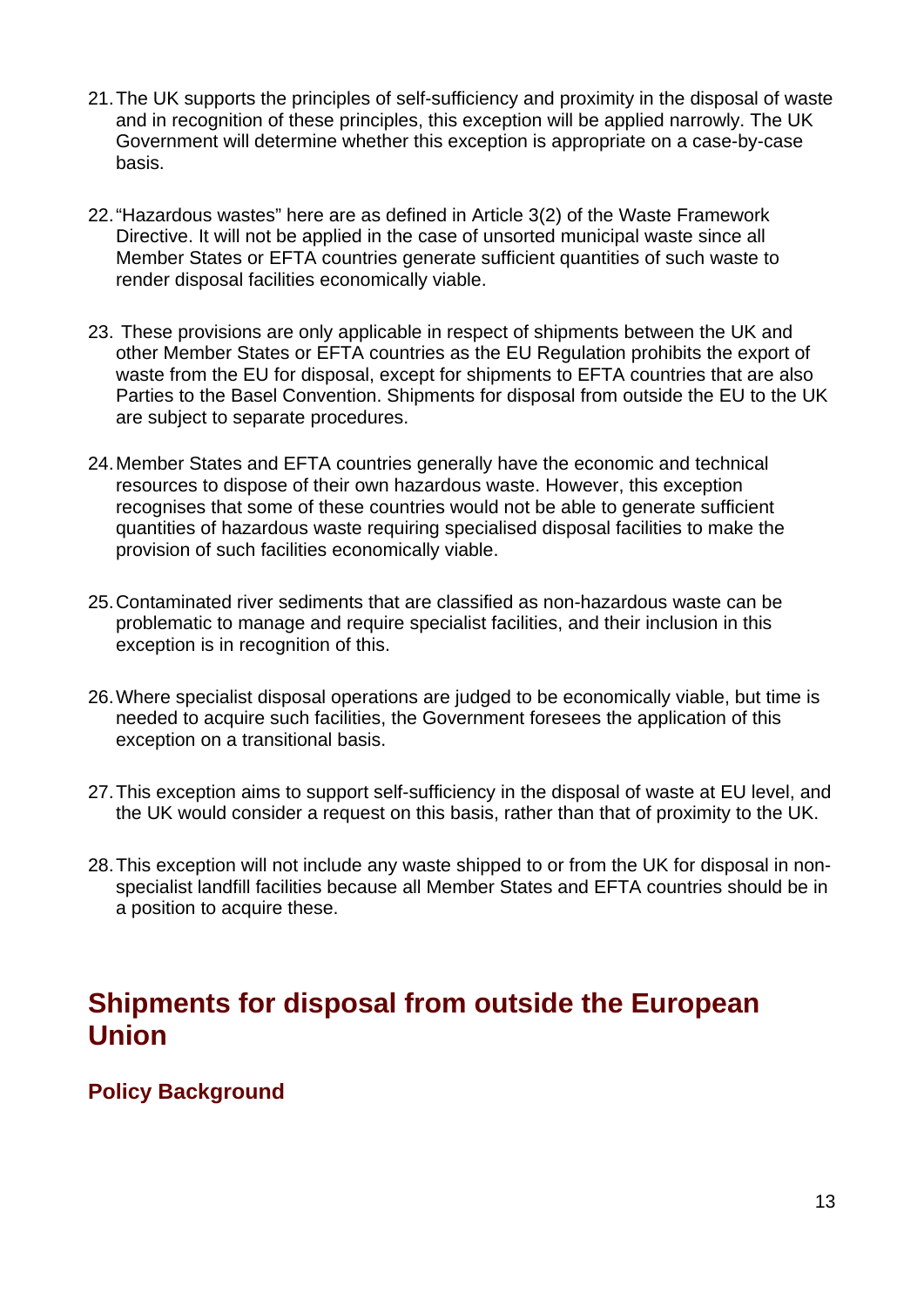21. The UK supports the principles of self-sufficiency and proximity in the disposal of waste and in recognition of these principles, this exception will be applied narrowly. The UK Government will determine whether this exception is appropriate on a case-by-case basis.

22. "Hazardous wastes" here are as defined in Article 3(2) of the Waste Framework Directive. It will not be applied in the case of unsorted municipal waste since all Member States or EFTA countries generate sufficient quantities of such waste to render disposal facilities economically viable.

23. These provisions are only applicable in respect of shipments between the UK and other Member States or EFTA countries as the EU Regulation prohibits the export of waste from the EU for disposal, except for shipments to EFTA countries that are also Parties to the Basel Convention. Shipments for disposal from outside the EU to the UK are subject to separate procedures.

24. Member States and EFTA countries generally have the economic and technical resources to dispose of their own hazardous waste. However, this exception recognises that some of these countries would not be able to generate sufficient quantities of hazardous waste requiring specialised disposal facilities to make the provision of such facilities economically viable.

25. Contaminated river sediments that are classified as non-hazardous waste can be problematic to manage and require specialist facilities, and their inclusion in this exception is in recognition of this.

26. Where specialist disposal operations are judged to be economically viable, but time is needed to acquire such facilities, the Government foresees the application of this exception on a transitional basis.

27. This exception aims to support self-sufficiency in the disposal of waste at EU level, and the UK would consider a request on this basis, rather than that of proximity to the UK.

28. This exception will not include any waste shipped to or from the UK for disposal in non-specialist landfill facilities because all Member States and EFTA countries should be in a position to acquire these.

## Shipments for disposal from outside the European Union

### Policy Background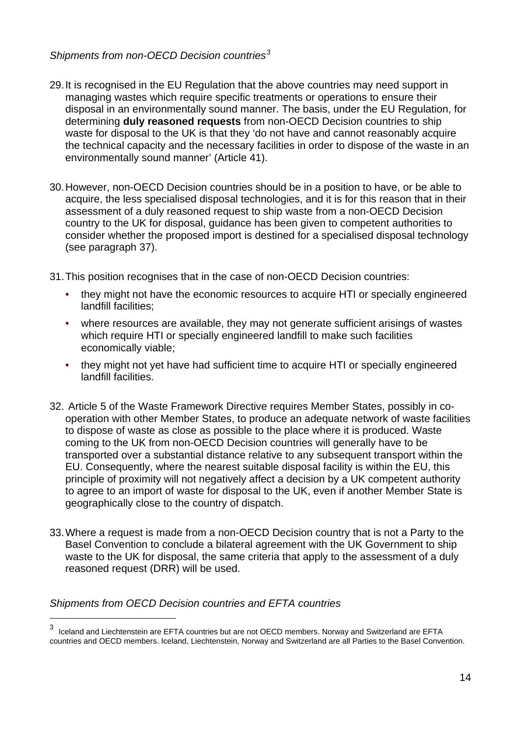*Shipments from non-OECD Decision countries*[3]

29. It is recognised in the EU Regulation that the above countries may need support in managing wastes which require specific treatments or operations to ensure their disposal in an environmentally sound manner. The basis, under the EU Regulation, for determining **duly reasoned requests** from non-OECD Decision countries to ship waste for disposal to the UK is that they 'do not have and cannot reasonably acquire the technical capacity and the necessary facilities in order to dispose of the waste in an environmentally sound manner' (Article 41).

30. However, non-OECD Decision countries should be in a position to have, or be able to acquire, the less specialised disposal technologies, and it is for this reason that in their assessment of a duly reasoned request to ship waste from a non-OECD Decision country to the UK for disposal, guidance has been given to competent authorities to consider whether the proposed import is destined for a specialised disposal technology (see paragraph 37).

31. This position recognises that in the case of non-OECD Decision countries:

   - they might not have the economic resources to acquire HTI or specially engineered landfill facilities;
   - where resources are available, they may not generate sufficient arisings of wastes which require HTI or specially engineered landfill to make such facilities economically viable;
   - they might not yet have had sufficient time to acquire HTI or specially engineered landfill facilities.

32. Article 5 of the Waste Framework Directive requires Member States, possibly in co-operation with other Member States, to produce an adequate network of waste facilities to dispose of waste as close as possible to the place where it is produced. Waste coming to the UK from non-OECD Decision countries will generally have to be transported over a substantial distance relative to any subsequent transport within the EU. Consequently, where the nearest suitable disposal facility is within the EU, this principle of proximity will not negatively affect a decision by a UK competent authority to agree to an import of waste for disposal to the UK, even if another Member State is geographically close to the country of dispatch.

33. Where a request is made from a non-OECD Decision country that is not a Party to the Basel Convention to conclude a bilateral agreement with the UK Government to ship waste to the UK for disposal, the same criteria that apply to the assessment of a duly reasoned request (DRR) will be used.

*Shipments from OECD Decision countries and EFTA countries*

[3] Iceland and Liechtenstein are EFTA countries but are not OECD members. Norway and Switzerland are EFTA countries and OECD members. Iceland, Liechtenstein, Norway and Switzerland are all Parties to the Basel Convention.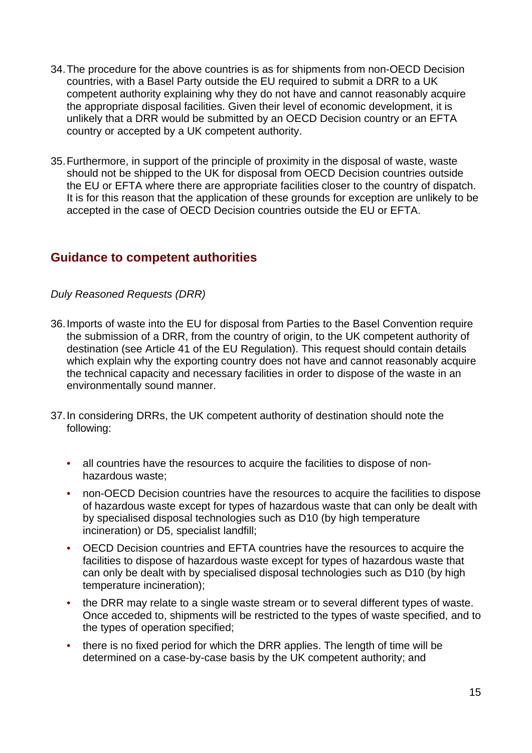34. The procedure for the above countries is as for shipments from non-OECD Decision countries, with a Basel Party outside the EU required to submit a DRR to a UK competent authority explaining why they do not have and cannot reasonably acquire the appropriate disposal facilities. Given their level of economic development, it is unlikely that a DRR would be submitted by an OECD Decision country or an EFTA country or accepted by a UK competent authority.

35. Furthermore, in support of the principle of proximity in the disposal of waste, waste should not be shipped to the UK for disposal from OECD Decision countries outside the EU or EFTA where there are appropriate facilities closer to the country of dispatch. It is for this reason that the application of these grounds for exception are unlikely to be accepted in the case of OECD Decision countries outside the EU or EFTA.

## Guidance to competent authorities

*Duly Reasoned Requests (DRR)*

36. Imports of waste into the EU for disposal from Parties to the Basel Convention require the submission of a DRR, from the country of origin, to the UK competent authority of destination (see Article 41 of the EU Regulation). This request should contain details which explain why the exporting country does not have and cannot reasonably acquire the technical capacity and necessary facilities in order to dispose of the waste in an environmentally sound manner.

37. In considering DRRs, the UK competent authority of destination should note the following:

   - all countries have the resources to acquire the facilities to dispose of non-hazardous waste;
   - non-OECD Decision countries have the resources to acquire the facilities to dispose of hazardous waste except for types of hazardous waste that can only be dealt with by specialised disposal technologies such as D10 (by high temperature incineration) or D5, specialist landfill;
   - OECD Decision countries and EFTA countries have the resources to acquire the facilities to dispose of hazardous waste except for types of hazardous waste that can only be dealt with by specialised disposal technologies such as D10 (by high temperature incineration);
   - the DRR may relate to a single waste stream or to several different types of waste. Once acceded to, shipments will be restricted to the types of waste specified, and to the types of operation specified;
   - there is no fixed period for which the DRR applies. The length of time will be determined on a case-by-case basis by the UK competent authority; and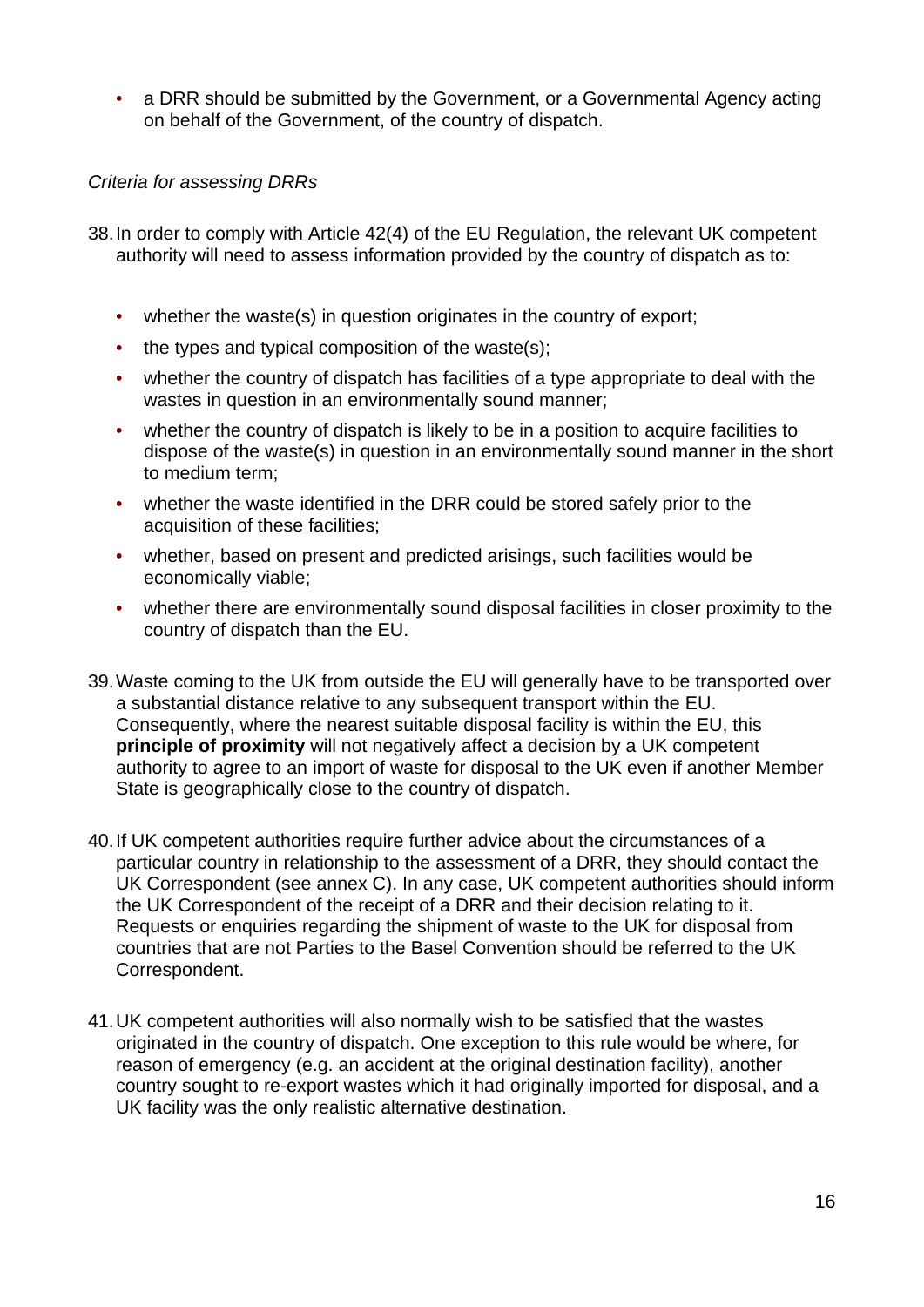- a DRR should be submitted by the Government, or a Governmental Agency acting on behalf of the Government, of the country of dispatch.

*Criteria for assessing DRRs*

38. In order to comply with Article 42(4) of the EU Regulation, the relevant UK competent authority will need to assess information provided by the country of dispatch as to:

    - whether the waste(s) in question originates in the country of export;
    - the types and typical composition of the waste(s);
    - whether the country of dispatch has facilities of a type appropriate to deal with the wastes in question in an environmentally sound manner;
    - whether the country of dispatch is likely to be in a position to acquire facilities to dispose of the waste(s) in question in an environmentally sound manner in the short to medium term;
    - whether the waste identified in the DRR could be stored safely prior to the acquisition of these facilities;
    - whether, based on present and predicted arisings, such facilities would be economically viable;
    - whether there are environmentally sound disposal facilities in closer proximity to the country of dispatch than the EU.

39. Waste coming to the UK from outside the EU will generally have to be transported over a substantial distance relative to any subsequent transport within the EU. Consequently, where the nearest suitable disposal facility is within the EU, this **principle of proximity** will not negatively affect a decision by a UK competent authority to agree to an import of waste for disposal to the UK even if another Member State is geographically close to the country of dispatch.

40. If UK competent authorities require further advice about the circumstances of a particular country in relationship to the assessment of a DRR, they should contact the UK Correspondent (see annex C). In any case, UK competent authorities should inform the UK Correspondent of the receipt of a DRR and their decision relating to it. Requests or enquiries regarding the shipment of waste to the UK for disposal from countries that are not Parties to the Basel Convention should be referred to the UK Correspondent.

41. UK competent authorities will also normally wish to be satisfied that the wastes originated in the country of dispatch. One exception to this rule would be where, for reason of emergency (e.g. an accident at the original destination facility), another country sought to re-export wastes which it had originally imported for disposal, and a UK facility was the only realistic alternative destination.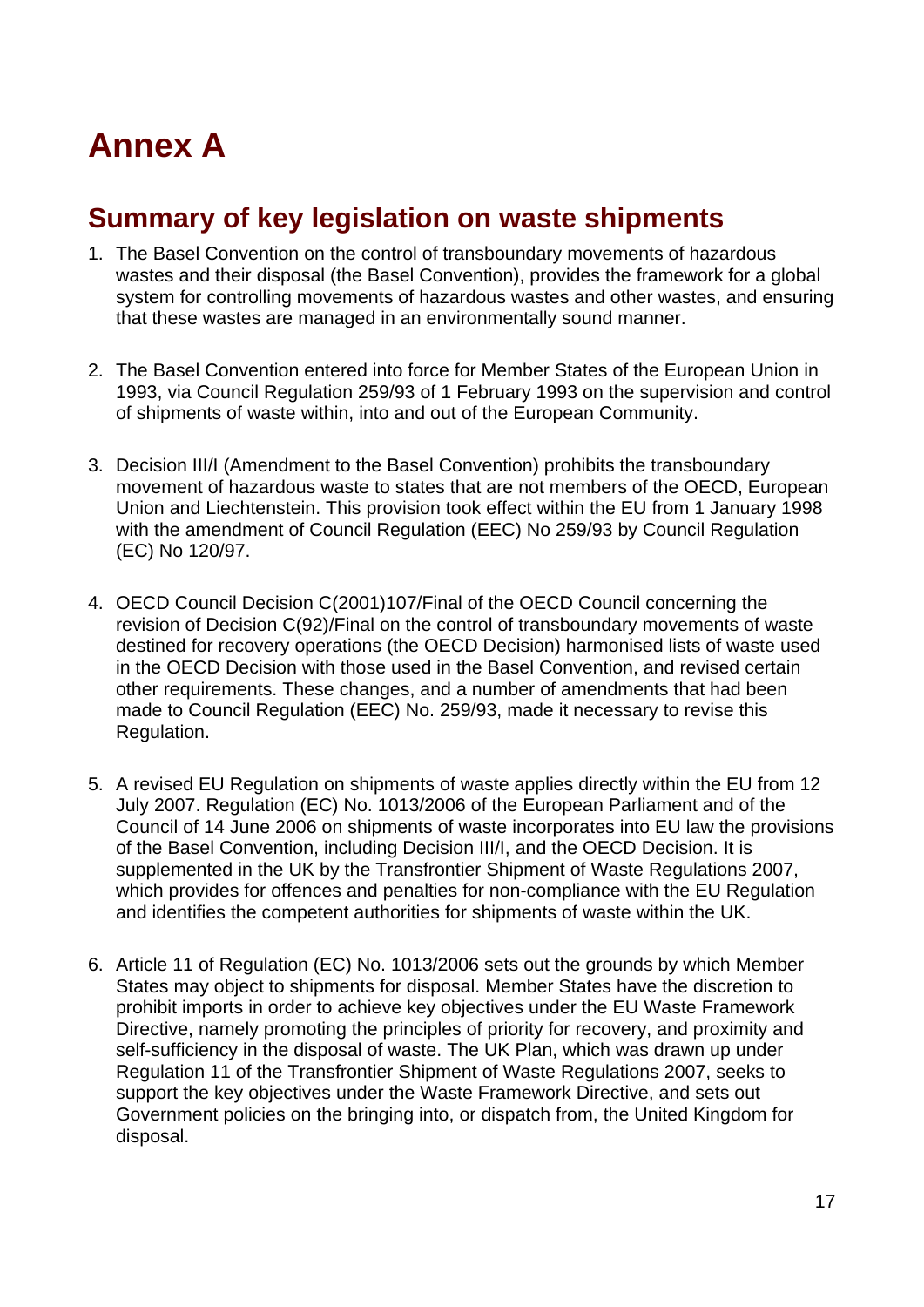# Annex A

## Summary of key legislation on waste shipments

1. The Basel Convention on the control of transboundary movements of hazardous wastes and their disposal (the Basel Convention), provides the framework for a global system for controlling movements of hazardous wastes and other wastes, and ensuring that these wastes are managed in an environmentally sound manner.

2. The Basel Convention entered into force for Member States of the European Union in 1993, via Council Regulation 259/93 of 1 February 1993 on the supervision and control of shipments of waste within, into and out of the European Community.

3. Decision III/I (Amendment to the Basel Convention) prohibits the transboundary movement of hazardous waste to states that are not members of the OECD, European Union and Liechtenstein. This provision took effect within the EU from 1 January 1998 with the amendment of Council Regulation (EEC) No 259/93 by Council Regulation (EC) No 120/97.

4. OECD Council Decision C(2001)107/Final of the OECD Council concerning the revision of Decision C(92)/Final on the control of transboundary movements of waste destined for recovery operations (the OECD Decision) harmonised lists of waste used in the OECD Decision with those used in the Basel Convention, and revised certain other requirements. These changes, and a number of amendments that had been made to Council Regulation (EEC) No. 259/93, made it necessary to revise this Regulation.

5. A revised EU Regulation on shipments of waste applies directly within the EU from 12 July 2007. Regulation (EC) No. 1013/2006 of the European Parliament and of the Council of 14 June 2006 on shipments of waste incorporates into EU law the provisions of the Basel Convention, including Decision III/I, and the OECD Decision. It is supplemented in the UK by the Transfrontier Shipment of Waste Regulations 2007, which provides for offences and penalties for non-compliance with the EU Regulation and identifies the competent authorities for shipments of waste within the UK.

6. Article 11 of Regulation (EC) No. 1013/2006 sets out the grounds by which Member States may object to shipments for disposal. Member States have the discretion to prohibit imports in order to achieve key objectives under the EU Waste Framework Directive, namely promoting the principles of priority for recovery, and proximity and self-sufficiency in the disposal of waste. The UK Plan, which was drawn up under Regulation 11 of the Transfrontier Shipment of Waste Regulations 2007, seeks to support the key objectives under the Waste Framework Directive, and sets out Government policies on the bringing into, or dispatch from, the United Kingdom for disposal.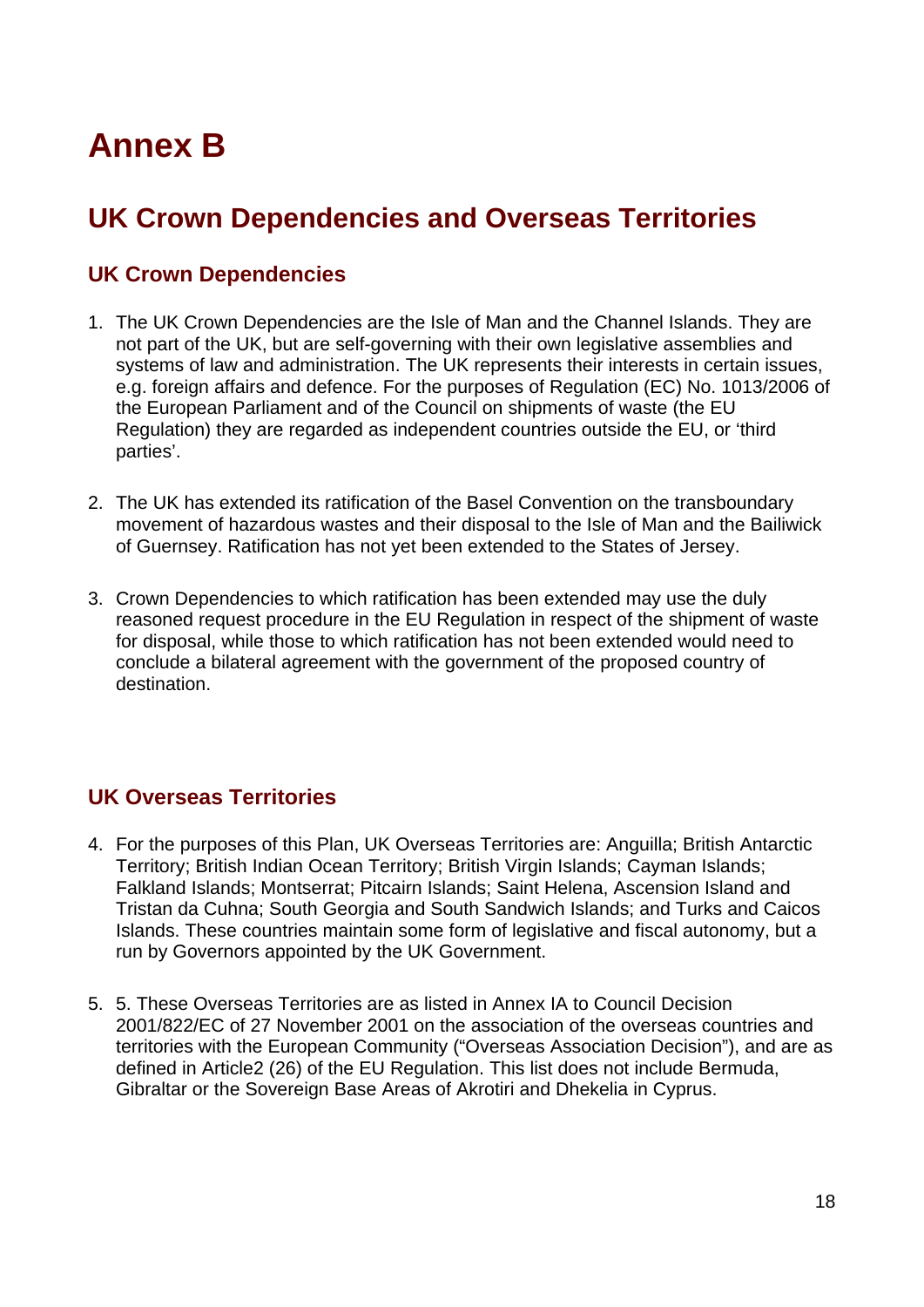# Annex B

## UK Crown Dependencies and Overseas Territories

### UK Crown Dependencies

1. The UK Crown Dependencies are the Isle of Man and the Channel Islands. They are not part of the UK, but are self-governing with their own legislative assemblies and systems of law and administration. The UK represents their interests in certain issues, e.g. foreign affairs and defence. For the purposes of Regulation (EC) No. 1013/2006 of the European Parliament and of the Council on shipments of waste (the EU Regulation) they are regarded as independent countries outside the EU, or 'third parties'.

2. The UK has extended its ratification of the Basel Convention on the transboundary movement of hazardous wastes and their disposal to the Isle of Man and the Bailiwick of Guernsey. Ratification has not yet been extended to the States of Jersey.

3. Crown Dependencies to which ratification has been extended may use the duly reasoned request procedure in the EU Regulation in respect of the shipment of waste for disposal, while those to which ratification has not been extended would need to conclude a bilateral agreement with the government of the proposed country of destination.

### UK Overseas Territories

4. For the purposes of this Plan, UK Overseas Territories are: Anguilla; British Antarctic Territory; British Indian Ocean Territory; British Virgin Islands; Cayman Islands; Falkland Islands; Montserrat; Pitcairn Islands; Saint Helena, Ascension Island and Tristan da Cuhna; South Georgia and South Sandwich Islands; and Turks and Caicos Islands. These countries maintain some form of legislative and fiscal autonomy, but a run by Governors appointed by the UK Government.

5. 5. These Overseas Territories are as listed in Annex IA to Council Decision 2001/822/EC of 27 November 2001 on the association of the overseas countries and territories with the European Community ("Overseas Association Decision"), and are as defined in Article2 (26) of the EU Regulation. This list does not include Bermuda, Gibraltar or the Sovereign Base Areas of Akrotiri and Dhekelia in Cyprus.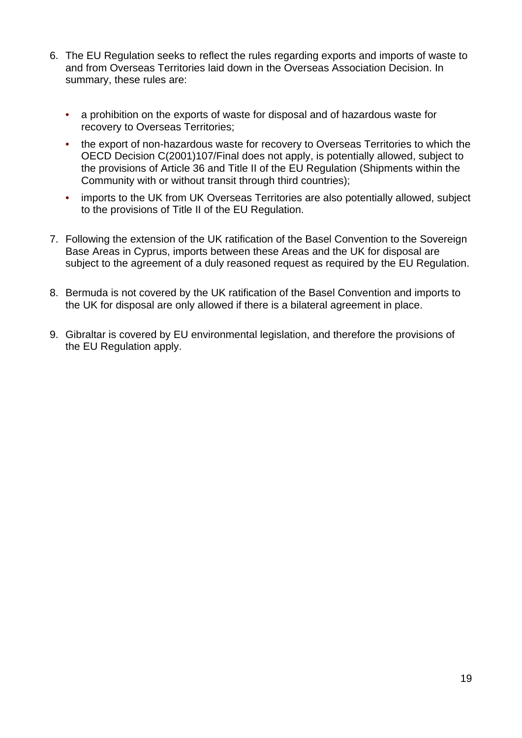6. The EU Regulation seeks to reflect the rules regarding exports and imports of waste to and from Overseas Territories laid down in the Overseas Association Decision. In summary, these rules are:

   - a prohibition on the exports of waste for disposal and of hazardous waste for recovery to Overseas Territories;
   - the export of non-hazardous waste for recovery to Overseas Territories to which the OECD Decision C(2001)107/Final does not apply, is potentially allowed, subject to the provisions of Article 36 and Title II of the EU Regulation (Shipments within the Community with or without transit through third countries);
   - imports to the UK from UK Overseas Territories are also potentially allowed, subject to the provisions of Title II of the EU Regulation.

7. Following the extension of the UK ratification of the Basel Convention to the Sovereign Base Areas in Cyprus, imports between these Areas and the UK for disposal are subject to the agreement of a duly reasoned request as required by the EU Regulation.

8. Bermuda is not covered by the UK ratification of the Basel Convention and imports to the UK for disposal are only allowed if there is a bilateral agreement in place.

9. Gibraltar is covered by EU environmental legislation, and therefore the provisions of the EU Regulation apply.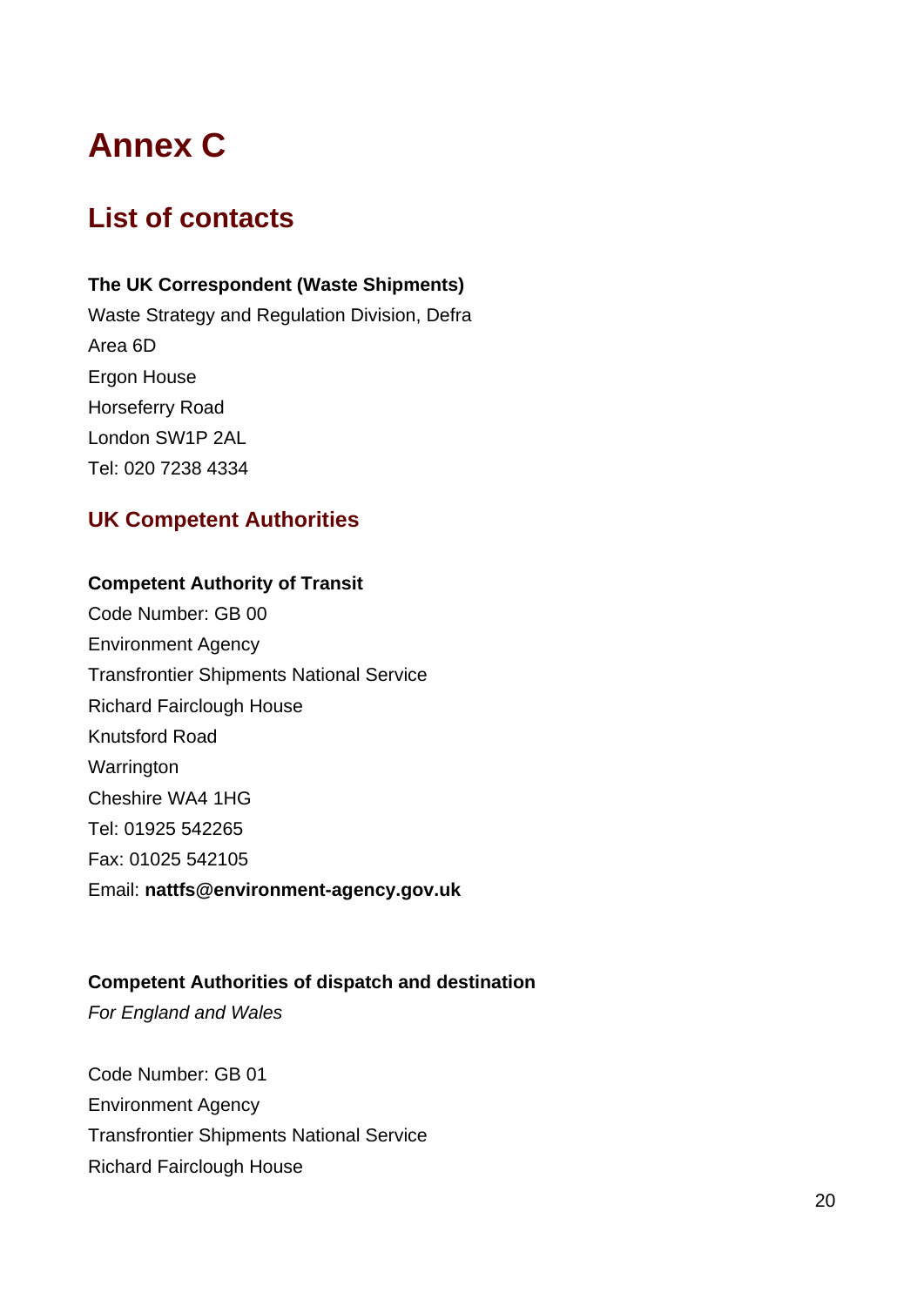# Annex C

## List of contacts

**The UK Correspondent (Waste Shipments)**
Waste Strategy and Regulation Division, Defra
Area 6D
Ergon House
Horseferry Road
London SW1P 2AL
Tel: 020 7238 4334

### UK Competent Authorities

**Competent Authority of Transit**
Code Number: GB 00
Environment Agency
Transfrontier Shipments National Service
Richard Fairclough House
Knutsford Road
Warrington
Cheshire WA4 1HG
Tel: 01925 542265
Fax: 01025 542105
Email: **nattfs@environment-agency.gov.uk**

**Competent Authorities of dispatch and destination**
*For England and Wales*

Code Number: GB 01
Environment Agency
Transfrontier Shipments National Service
Richard Fairclough House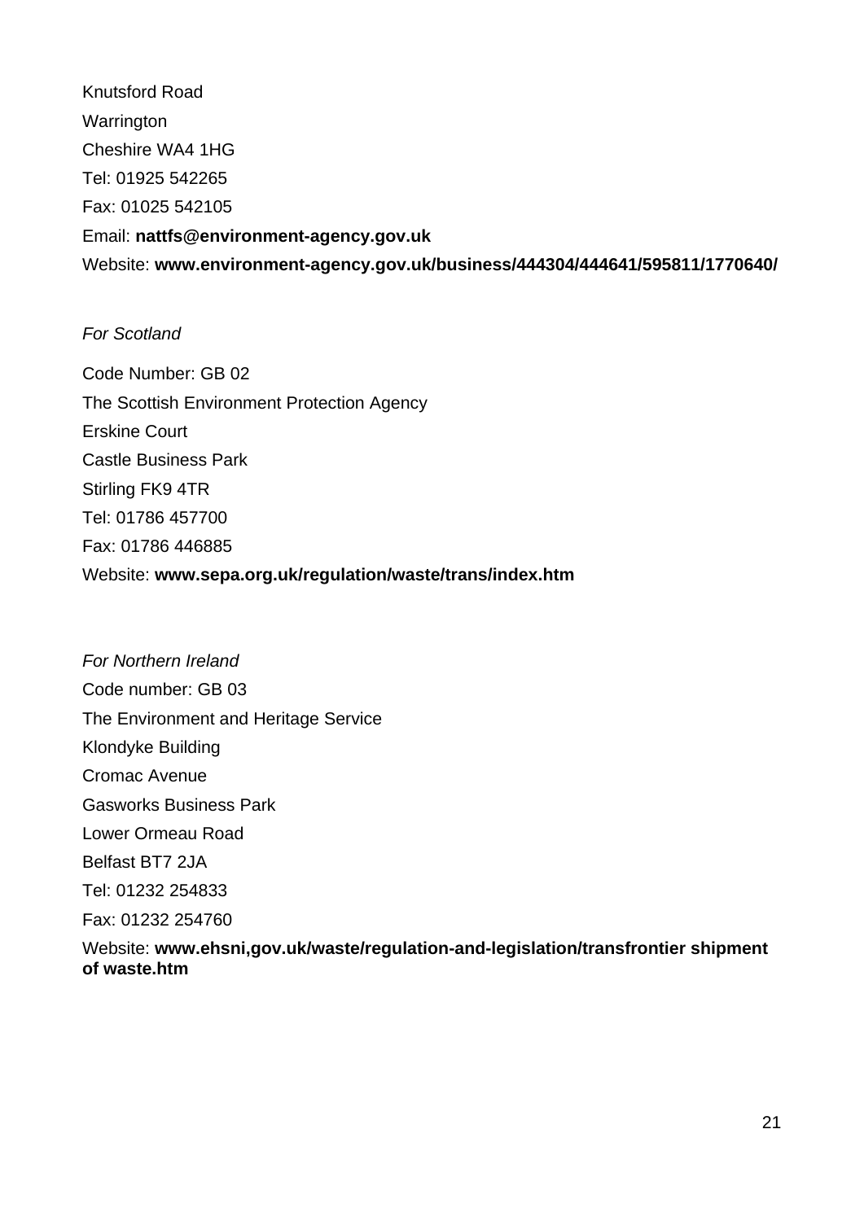Knutsford Road

Warrington

Cheshire WA4 1HG

Tel: 01925 542265

Fax: 01025 542105

Email: **nattfs@environment-agency.gov.uk**

Website: **www.environment-agency.gov.uk/business/444304/444641/595811/1770640/**

*For Scotland*

Code Number: GB 02

The Scottish Environment Protection Agency

Erskine Court

Castle Business Park

Stirling FK9 4TR

Tel: 01786 457700

Fax: 01786 446885

Website: **www.sepa.org.uk/regulation/waste/trans/index.htm**

*For Northern Ireland*

Code number: GB 03

The Environment and Heritage Service

Klondyke Building

Cromac Avenue

Gasworks Business Park

Lower Ormeau Road

Belfast BT7 2JA

Tel: 01232 254833

Fax: 01232 254760

Website: **www.ehsni,gov.uk/waste/regulation-and-legislation/transfrontier shipment of waste.htm**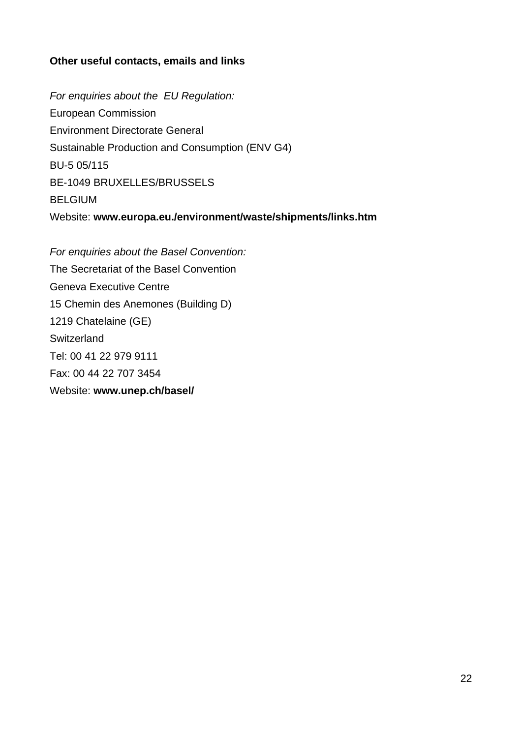**Other useful contacts, emails and links**

*For enquiries about the  EU Regulation:*
European Commission
Environment Directorate General
Sustainable Production and Consumption (ENV G4)
BU-5 05/115
BE-1049 BRUXELLES/BRUSSELS
BELGIUM
Website: **www.europa.eu./environment/waste/shipments/links.htm**

*For enquiries about the Basel Convention:*
The Secretariat of the Basel Convention
Geneva Executive Centre
15 Chemin des Anemones (Building D)
1219 Chatelaine (GE)
Switzerland
Tel: 00 41 22 979 9111
Fax: 00 44 22 707 3454
Website: **www.unep.ch/basel/**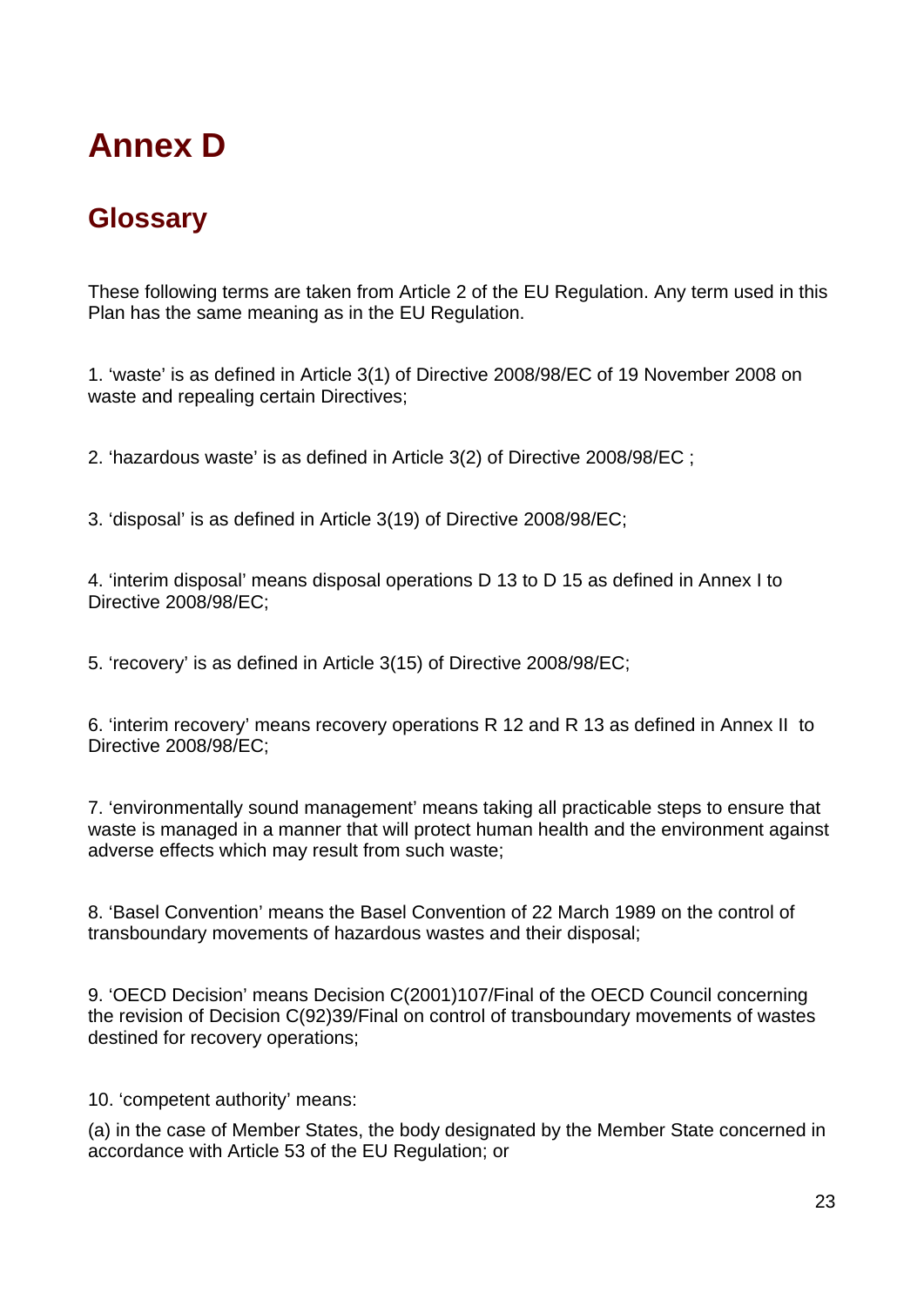# Annex D

## Glossary

These following terms are taken from Article 2 of the EU Regulation. Any term used in this Plan has the same meaning as in the EU Regulation.

1. 'waste' is as defined in Article 3(1) of Directive 2008/98/EC of 19 November 2008 on waste and repealing certain Directives;

2. 'hazardous waste' is as defined in Article 3(2) of Directive 2008/98/EC ;

3. 'disposal' is as defined in Article 3(19) of Directive 2008/98/EC;

4. 'interim disposal' means disposal operations D 13 to D 15 as defined in Annex I to Directive 2008/98/EC;

5. 'recovery' is as defined in Article 3(15) of Directive 2008/98/EC;

6. 'interim recovery' means recovery operations R 12 and R 13 as defined in Annex II to Directive 2008/98/EC;

7. 'environmentally sound management' means taking all practicable steps to ensure that waste is managed in a manner that will protect human health and the environment against adverse effects which may result from such waste;

8. 'Basel Convention' means the Basel Convention of 22 March 1989 on the control of transboundary movements of hazardous wastes and their disposal;

9. 'OECD Decision' means Decision C(2001)107/Final of the OECD Council concerning the revision of Decision C(92)39/Final on control of transboundary movements of wastes destined for recovery operations;

10. 'competent authority' means:

(a) in the case of Member States, the body designated by the Member State concerned in accordance with Article 53 of the EU Regulation; or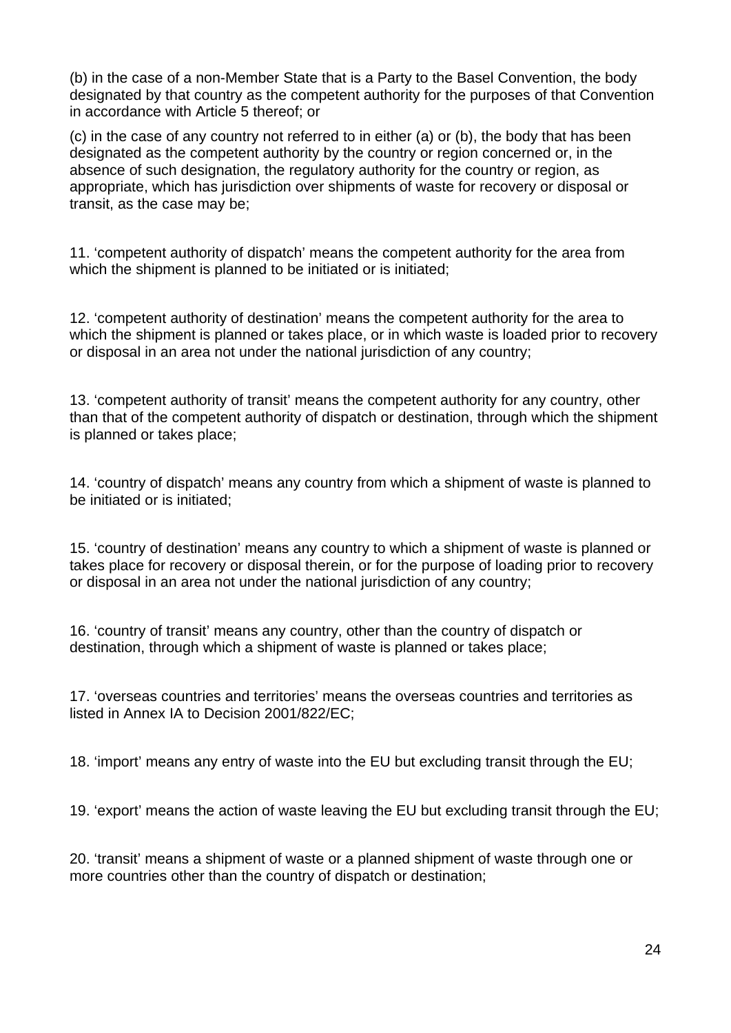(b) in the case of a non-Member State that is a Party to the Basel Convention, the body designated by that country as the competent authority for the purposes of that Convention in accordance with Article 5 thereof; or

(c) in the case of any country not referred to in either (a) or (b), the body that has been designated as the competent authority by the country or region concerned or, in the absence of such designation, the regulatory authority for the country or region, as appropriate, which has jurisdiction over shipments of waste for recovery or disposal or transit, as the case may be;

11. 'competent authority of dispatch' means the competent authority for the area from which the shipment is planned to be initiated or is initiated;

12. 'competent authority of destination' means the competent authority for the area to which the shipment is planned or takes place, or in which waste is loaded prior to recovery or disposal in an area not under the national jurisdiction of any country;

13. 'competent authority of transit' means the competent authority for any country, other than that of the competent authority of dispatch or destination, through which the shipment is planned or takes place;

14. 'country of dispatch' means any country from which a shipment of waste is planned to be initiated or is initiated;

15. 'country of destination' means any country to which a shipment of waste is planned or takes place for recovery or disposal therein, or for the purpose of loading prior to recovery or disposal in an area not under the national jurisdiction of any country;

16. 'country of transit' means any country, other than the country of dispatch or destination, through which a shipment of waste is planned or takes place;

17. 'overseas countries and territories' means the overseas countries and territories as listed in Annex IA to Decision 2001/822/EC;

18. 'import' means any entry of waste into the EU but excluding transit through the EU;

19. 'export' means the action of waste leaving the EU but excluding transit through the EU;

20. 'transit' means a shipment of waste or a planned shipment of waste through one or more countries other than the country of dispatch or destination;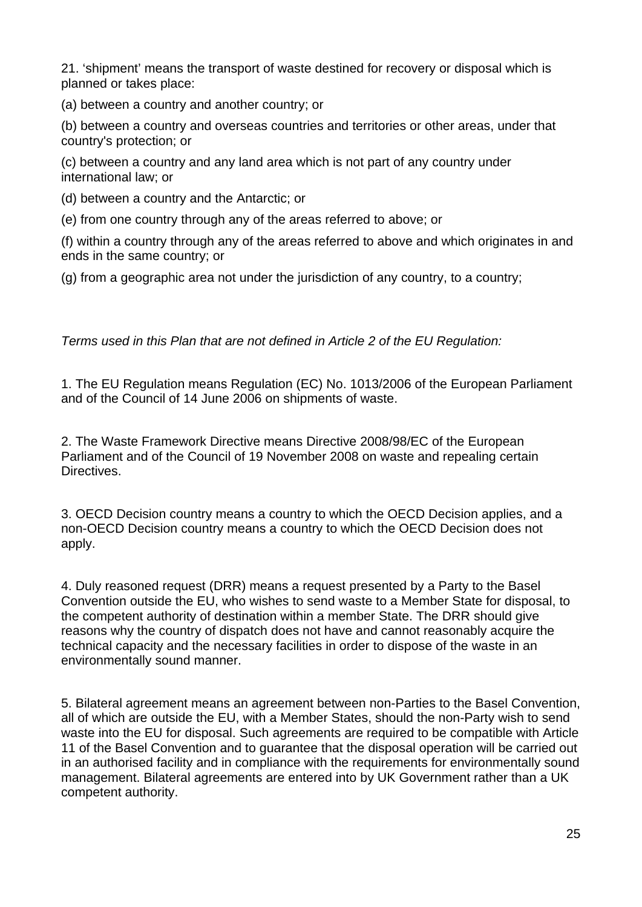21. 'shipment' means the transport of waste destined for recovery or disposal which is planned or takes place:

(a) between a country and another country; or

(b) between a country and overseas countries and territories or other areas, under that country's protection; or

(c) between a country and any land area which is not part of any country under international law; or

(d) between a country and the Antarctic; or

(e) from one country through any of the areas referred to above; or

(f) within a country through any of the areas referred to above and which originates in and ends in the same country; or

(g) from a geographic area not under the jurisdiction of any country, to a country;

*Terms used in this Plan that are not defined in Article 2 of the EU Regulation:*

1. The EU Regulation means Regulation (EC) No. 1013/2006 of the European Parliament and of the Council of 14 June 2006 on shipments of waste.

2. The Waste Framework Directive means Directive 2008/98/EC of the European Parliament and of the Council of 19 November 2008 on waste and repealing certain Directives.

3. OECD Decision country means a country to which the OECD Decision applies, and a non-OECD Decision country means a country to which the OECD Decision does not apply.

4. Duly reasoned request (DRR) means a request presented by a Party to the Basel Convention outside the EU, who wishes to send waste to a Member State for disposal, to the competent authority of destination within a member State. The DRR should give reasons why the country of dispatch does not have and cannot reasonably acquire the technical capacity and the necessary facilities in order to dispose of the waste in an environmentally sound manner.

5. Bilateral agreement means an agreement between non-Parties to the Basel Convention, all of which are outside the EU, with a Member States, should the non-Party wish to send waste into the EU for disposal. Such agreements are required to be compatible with Article 11 of the Basel Convention and to guarantee that the disposal operation will be carried out in an authorised facility and in compliance with the requirements for environmentally sound management. Bilateral agreements are entered into by UK Government rather than a UK competent authority.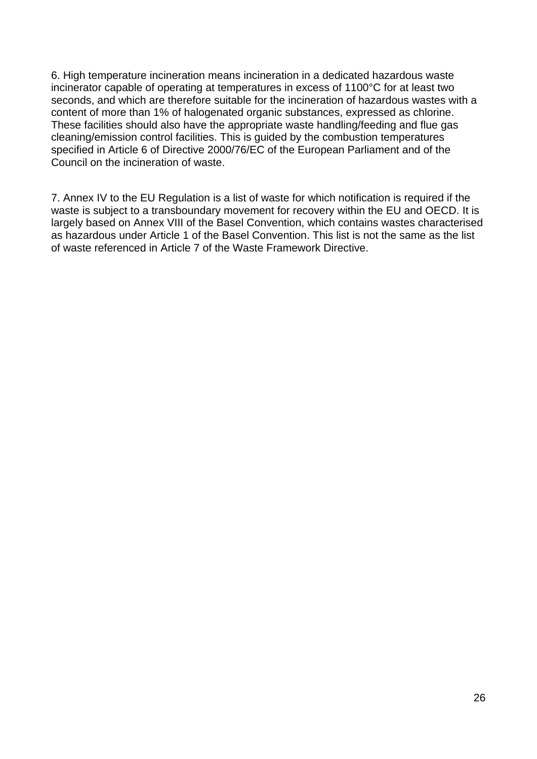6. High temperature incineration means incineration in a dedicated hazardous waste incinerator capable of operating at temperatures in excess of 1100°C for at least two seconds, and which are therefore suitable for the incineration of hazardous wastes with a content of more than 1% of halogenated organic substances, expressed as chlorine. These facilities should also have the appropriate waste handling/feeding and flue gas cleaning/emission control facilities. This is guided by the combustion temperatures specified in Article 6 of Directive 2000/76/EC of the European Parliament and of the Council on the incineration of waste.

7. Annex IV to the EU Regulation is a list of waste for which notification is required if the waste is subject to a transboundary movement for recovery within the EU and OECD. It is largely based on Annex VIII of the Basel Convention, which contains wastes characterised as hazardous under Article 1 of the Basel Convention. This list is not the same as the list of waste referenced in Article 7 of the Waste Framework Directive.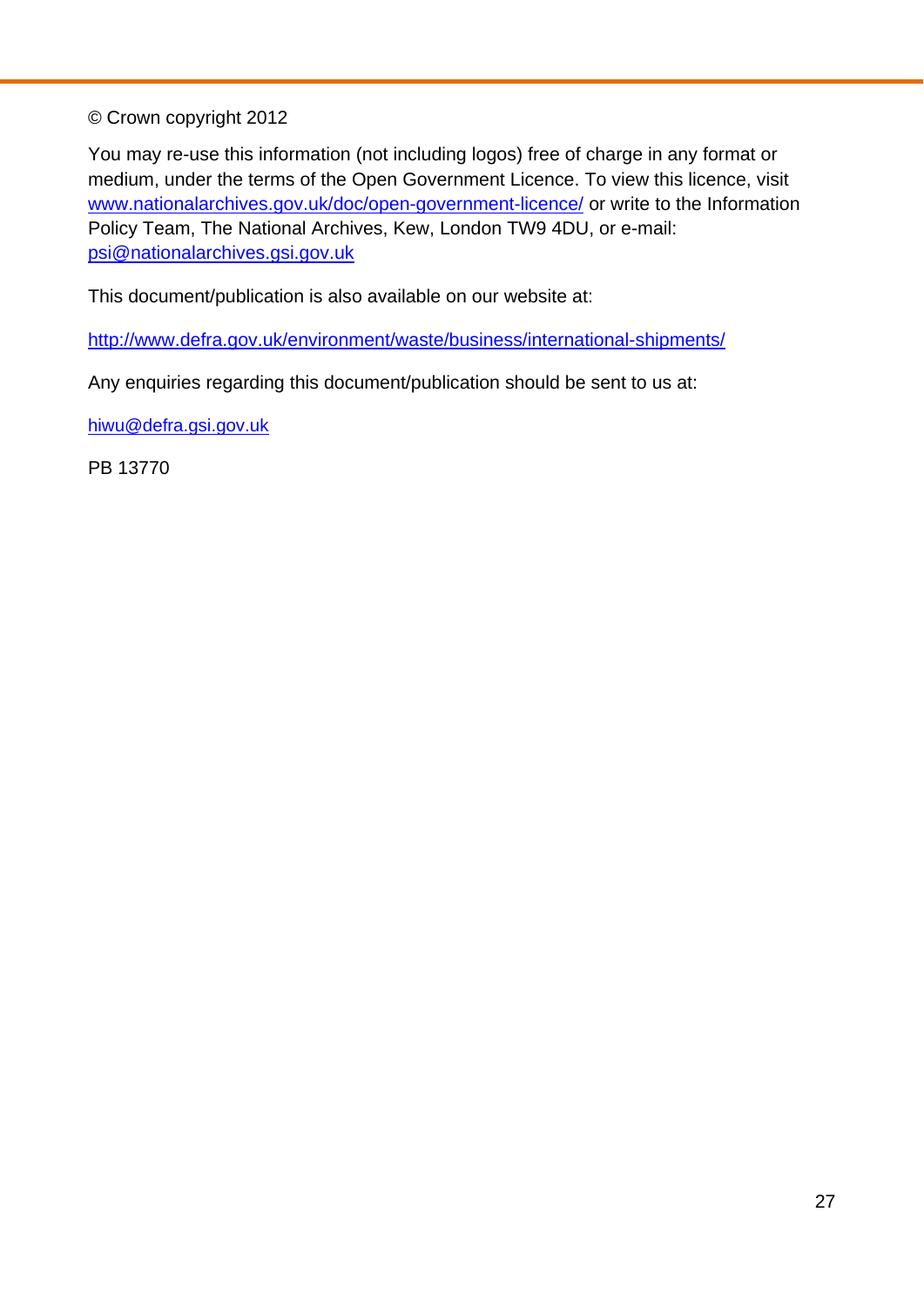© Crown copyright 2012

You may re-use this information (not including logos) free of charge in any format or medium, under the terms of the Open Government Licence. To view this licence, visit www.nationalarchives.gov.uk/doc/open-government-licence/ or write to the Information Policy Team, The National Archives, Kew, London TW9 4DU, or e-mail: psi@nationalarchives.gsi.gov.uk

This document/publication is also available on our website at:

http://www.defra.gov.uk/environment/waste/business/international-shipments/

Any enquiries regarding this document/publication should be sent to us at:

hiwu@defra.gsi.gov.uk

PB 13770